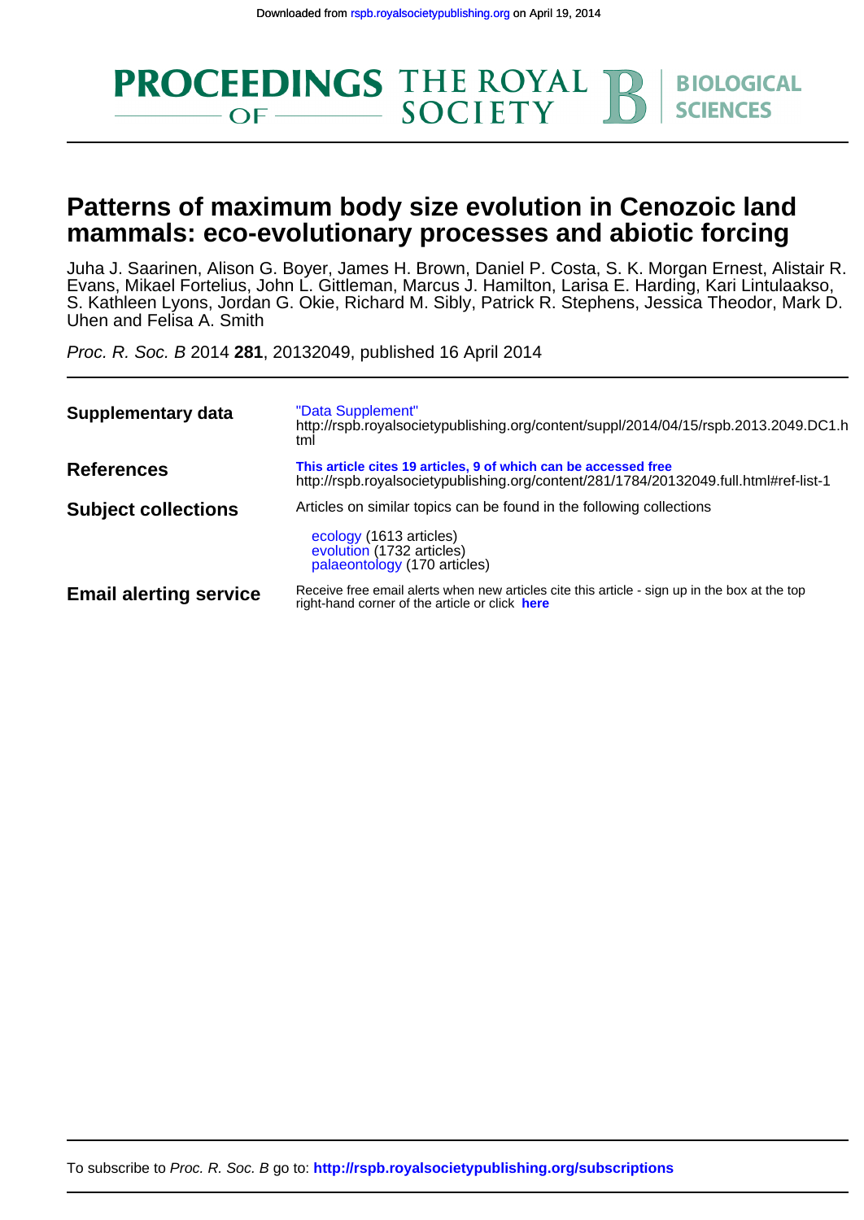Downloaded from rspb.royalsocietypublishing.org on April 19, 2014

# Patterns of maximum body size evolution in Cenozoic land mammals: eco-evolutionary processes and abiotic forcing

Juha J. Saarinen, Alison G. Boyer, James H. Brown, Daniel P. Costa, S. K. Morgan Ernest, Alistair R. Evans, Mikael Fortelius, John L. Gittleman, Marcus J. Hamilton, Larisa E. Harding, Kari Lintulaakso, S. Kathleen Lyons, Jordan G. Okie, Richard M. Sibly, Patrick R. Stephens, Jessica Theodor, Mark D. Uhen and Felisa A. Smith

*Proc. R. Soc. B* 2014 **281**, 20132049, published 16 April 2014

| | |
|---|---|
| **Supplementary data** | "Data Supplement" http://rspb.royalsocietypublishing.org/content/suppl/2014/04/15/rspb.2013.2049.DC1.html |
| **References** | **This article cites 19 articles, 9 of which can be accessed free** http://rspb.royalsocietypublishing.org/content/281/1784/20132049.full.html#ref-list-1 |
| **Subject collections** | Articles on similar topics can be found in the following collections<br>ecology (1613 articles)<br>evolution (1732 articles)<br>palaeontology (170 articles) |
| **Email alerting service** | Receive free email alerts when new articles cite this article - sign up in the box at the top right-hand corner of the article or click **here** |

To subscribe to *Proc. R. Soc. B* go to: **http://rspb.royalsocietypublishing.org/subscriptions**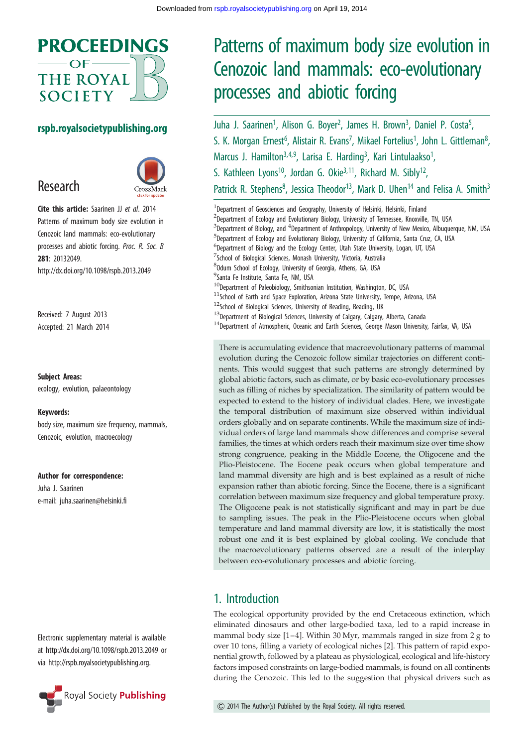# Patterns of maximum body size evolution in Cenozoic land mammals: eco-evolutionary processes and abiotic forcing

Juha J. Saarinen[1], Alison G. Boyer[2], James H. Brown[3], Daniel P. Costa[5], S. K. Morgan Ernest[6], Alistair R. Evans[7], Mikael Fortelius[1], John L. Gittleman[8], Marcus J. Hamilton[3,4,9], Larisa E. Harding[3], Kari Lintulaakso[1], S. Kathleen Lyons[10], Jordan G. Okie[3,11], Richard M. Sibly[12], Patrick R. Stephens[8], Jessica Theodor[13], Mark D. Uhen[14] and Felisa A. Smith[3]

[1]Department of Geosciences and Geography, University of Helsinki, Helsinki, Finland
[2]Department of Ecology and Evolutionary Biology, University of Tennessee, Knoxville, TN, USA
[3]Department of Biology, and [4]Department of Anthropology, University of New Mexico, Albuquerque, NM, USA
[5]Department of Ecology and Evolutionary Biology, University of California, Santa Cruz, CA, USA
[6]Department of Biology and the Ecology Center, Utah State University, Logan, UT, USA
[7]School of Biological Sciences, Monash University, Victoria, Australia
[8]Odum School of Ecology, University of Georgia, Athens, GA, USA
[9]Santa Fe Institute, Santa Fe, NM, USA
[10]Department of Paleobiology, Smithsonian Institution, Washington, DC, USA
[11]School of Earth and Space Exploration, Arizona State University, Tempe, Arizona, USA
[12]School of Biological Sciences, University of Reading, Reading, UK
[13]Department of Biological Sciences, University of Calgary, Calgary, Alberta, Canada
[14]Department of Atmospheric, Oceanic and Earth Sciences, George Mason University, Fairfax, VA, USA

Research

**Cite this article:** Saarinen JJ *et al.* 2014 Patterns of maximum body size evolution in Cenozoic land mammals: eco-evolutionary processes and abiotic forcing. *Proc. R. Soc. B* **281**: 20132049.
http://dx.doi.org/10.1098/rspb.2013.2049

Received: 7 August 2013
Accepted: 21 March 2014

**Subject Areas:**
ecology, evolution, palaeontology

**Keywords:**
body size, maximum size frequency, mammals, Cenozoic, evolution, macroecology

**Author for correspondence:**
Juha J. Saarinen
e-mail: juha.saarinen@helsinki.fi

Electronic supplementary material is available at http://dx.doi.org/10.1098/rspb.2013.2049 or via http://rspb.royalsocietypublishing.org.

There is accumulating evidence that macroevolutionary patterns of mammal evolution during the Cenozoic follow similar trajectories on different continents. This would suggest that such patterns are strongly determined by global abiotic factors, such as climate, or by basic eco-evolutionary processes such as filling of niches by specialization. The similarity of pattern would be expected to extend to the history of individual clades. Here, we investigate the temporal distribution of maximum size observed within individual orders globally and on separate continents. While the maximum size of individual orders of large land mammals show differences and comprise several families, the times at which orders reach their maximum size over time show strong congruence, peaking in the Middle Eocene, the Oligocene and the Plio-Pleistocene. The Eocene peak occurs when global temperature and land mammal diversity are high and is best explained as a result of niche expansion rather than abiotic forcing. Since the Eocene, there is a significant correlation between maximum size frequency and global temperature proxy. The Oligocene peak is not statistically significant and may in part be due to sampling issues. The peak in the Plio-Pleistocene occurs when global temperature and land mammal diversity are low, it is statistically the most robust one and it is best explained by global cooling. We conclude that the macroevolutionary patterns observed are a result of the interplay between eco-evolutionary processes and abiotic forcing.

## 1. Introduction

The ecological opportunity provided by the end Cretaceous extinction, which eliminated dinosaurs and other large-bodied taxa, led to a rapid increase in mammal body size [1–4]. Within 30 Myr, mammals ranged in size from 2 g to over 10 tons, filling a variety of ecological niches [2]. This pattern of rapid exponential growth, followed by a plateau as physiological, ecological and life-history factors imposed constraints on large-bodied mammals, is found on all continents during the Cenozoic. This led to the suggestion that physical drivers such as

© 2014 The Author(s) Published by the Royal Society. All rights reserved.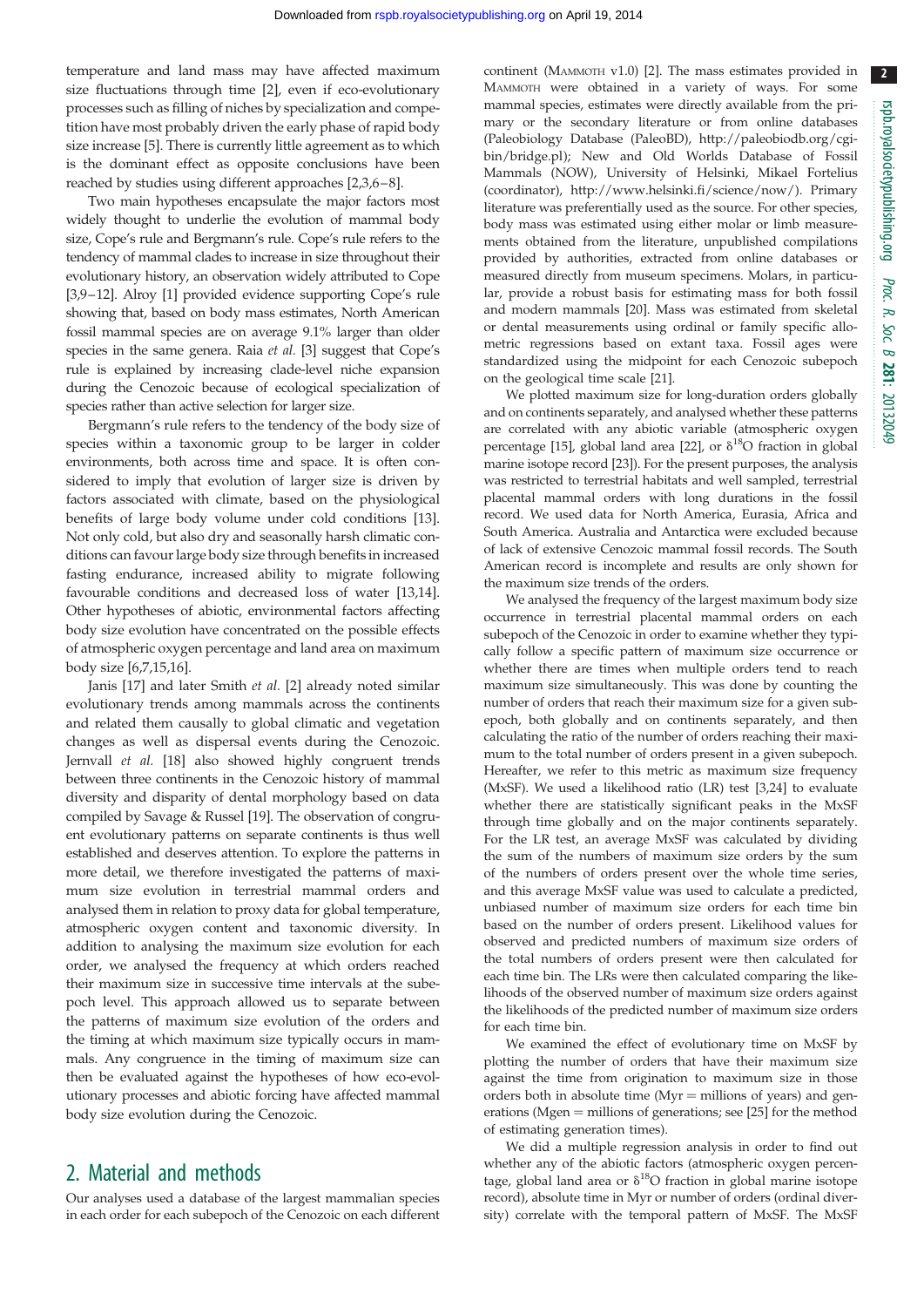temperature and land mass may have affected maximum size fluctuations through time [2], even if eco-evolutionary processes such as filling of niches by specialization and competition have most probably driven the early phase of rapid body size increase [5]. There is currently little agreement as to which is the dominant effect as opposite conclusions have been reached by studies using different approaches [2,3,6–8].

Two main hypotheses encapsulate the major factors most widely thought to underlie the evolution of mammal body size, Cope's rule and Bergmann's rule. Cope's rule refers to the tendency of mammal clades to increase in size throughout their evolutionary history, an observation widely attributed to Cope [3,9–12]. Alroy [1] provided evidence supporting Cope's rule showing that, based on body mass estimates, North American fossil mammal species are on average 9.1% larger than older species in the same genera. Raia *et al.* [3] suggest that Cope's rule is explained by increasing clade-level niche expansion during the Cenozoic because of ecological specialization of species rather than active selection for larger size.

Bergmann's rule refers to the tendency of the body size of species within a taxonomic group to be larger in colder environments, both across time and space. It is often considered to imply that evolution of larger size is driven by factors associated with climate, based on the physiological benefits of large body volume under cold conditions [13]. Not only cold, but also dry and seasonally harsh climatic conditions can favour large body size through benefits in increased fasting endurance, increased ability to migrate following favourable conditions and decreased loss of water [13,14]. Other hypotheses of abiotic, environmental factors affecting body size evolution have concentrated on the possible effects of atmospheric oxygen percentage and land area on maximum body size [6,7,15,16].

Janis [17] and later Smith *et al.* [2] already noted similar evolutionary trends among mammals across the continents and related them causally to global climatic and vegetation changes as well as dispersal events during the Cenozoic. Jernvall *et al.* [18] also showed highly congruent trends between three continents in the Cenozoic history of mammal diversity and disparity of dental morphology based on data compiled by Savage & Russel [19]. The observation of congruent evolutionary patterns on separate continents is thus well established and deserves attention. To explore the patterns in more detail, we therefore investigated the patterns of maximum size evolution in terrestrial mammal orders and analysed them in relation to proxy data for global temperature, atmospheric oxygen content and taxonomic diversity. In addition to analysing the maximum size evolution for each order, we analysed the frequency at which orders reached their maximum size in successive time intervals at the subepoch level. This approach allowed us to separate between the patterns of maximum size evolution of the orders and the timing at which maximum size typically occurs in mammals. Any congruence in the timing of maximum size can then be evaluated against the hypotheses of how eco-evolutionary processes and abiotic forcing have affected mammal body size evolution during the Cenozoic.

## 2. Material and methods

Our analyses used a database of the largest mammalian species in each order for each subepoch of the Cenozoic on each different continent (MAMMOTH v1.0) [2]. The mass estimates provided in MAMMOTH were obtained in a variety of ways. For some mammal species, estimates were directly available from the primary or the secondary literature or from online databases (Paleobiology Database (PaleoBD), http://paleobiodb.org/cgi-bin/bridge.pl); New and Old Worlds Database of Fossil Mammals (NOW), University of Helsinki, Mikael Fortelius (coordinator), http://www.helsinki.fi/science/now/). Primary literature was preferentially used as the source. For other species, body mass was estimated using either molar or limb measurements obtained from the literature, unpublished compilations provided by authorities, extracted from online databases or measured directly from museum specimens. Molars, in particular, provide a robust basis for estimating mass for both fossil and modern mammals [20]. Mass was estimated from skeletal or dental measurements using ordinal or family specific allometric regressions based on extant taxa. Fossil ages were standardized using the midpoint for each Cenozoic subepoch on the geological time scale [21].

We plotted maximum size for long-duration orders globally and on continents separately, and analysed whether these patterns are correlated with any abiotic variable (atmospheric oxygen percentage [15], global land area [22], or $\delta^{18}O$ fraction in global marine isotope record [23]). For the present purposes, the analysis was restricted to terrestrial habitats and well sampled, terrestrial placental mammal orders with long durations in the fossil record. We used data for North America, Eurasia, Africa and South America. Australia and Antarctica were excluded because of lack of extensive Cenozoic mammal fossil records. The South American record is incomplete and results are only shown for the maximum size trends of the orders.

We analysed the frequency of the largest maximum body size occurrence in terrestrial placental mammal orders on each subepoch of the Cenozoic in order to examine whether they typically follow a specific pattern of maximum size occurrence or whether there are times when multiple orders tend to reach maximum size simultaneously. This was done by counting the number of orders that reach their maximum size for a given subepoch, both globally and on continents separately, and then calculating the ratio of the number of orders reaching their maximum to the total number of orders present in a given subepoch. Hereafter, we refer to this metric as maximum size frequency (MxSF). We used a likelihood ratio (LR) test [3,24] to evaluate whether there are statistically significant peaks in the MxSF through time globally and on the major continents separately. For the LR test, an average MxSF was calculated by dividing the sum of the numbers of maximum size orders by the sum of the numbers of orders present over the whole time series, and this average MxSF value was used to calculate a predicted, unbiased number of maximum size orders for each time bin based on the number of orders present. Likelihood values for observed and predicted numbers of maximum size orders of the total numbers of orders present were then calculated for each time bin. The LRs were then calculated comparing the likelihoods of the observed number of maximum size orders against the likelihoods of the predicted number of maximum size orders for each time bin.

We examined the effect of evolutionary time on MxSF by plotting the number of orders that have their maximum size against the time from origination to maximum size in those orders both in absolute time (Myr = millions of years) and generations (Mgen = millions of generations; see [25] for the method of estimating generation times).

We did a multiple regression analysis in order to find out whether any of the abiotic factors (atmospheric oxygen percentage, global land area or $\delta^{18}O$ fraction in global marine isotope record), absolute time in Myr or number of orders (ordinal diversity) correlate with the temporal pattern of MxSF. The MxSF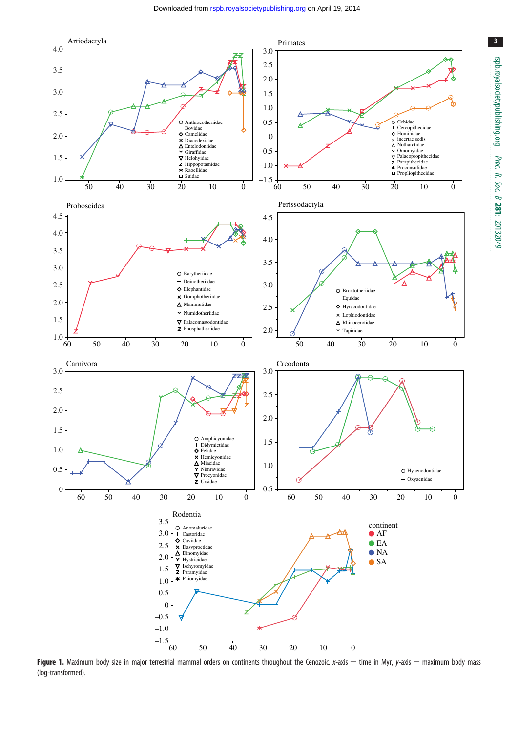**Figure 1.** Maximum body size in major terrestrial mammal orders on continents throughout the Cenozoic. *x*-axis = time in Myr, *y*-axis = maximum body mass (log-transformed).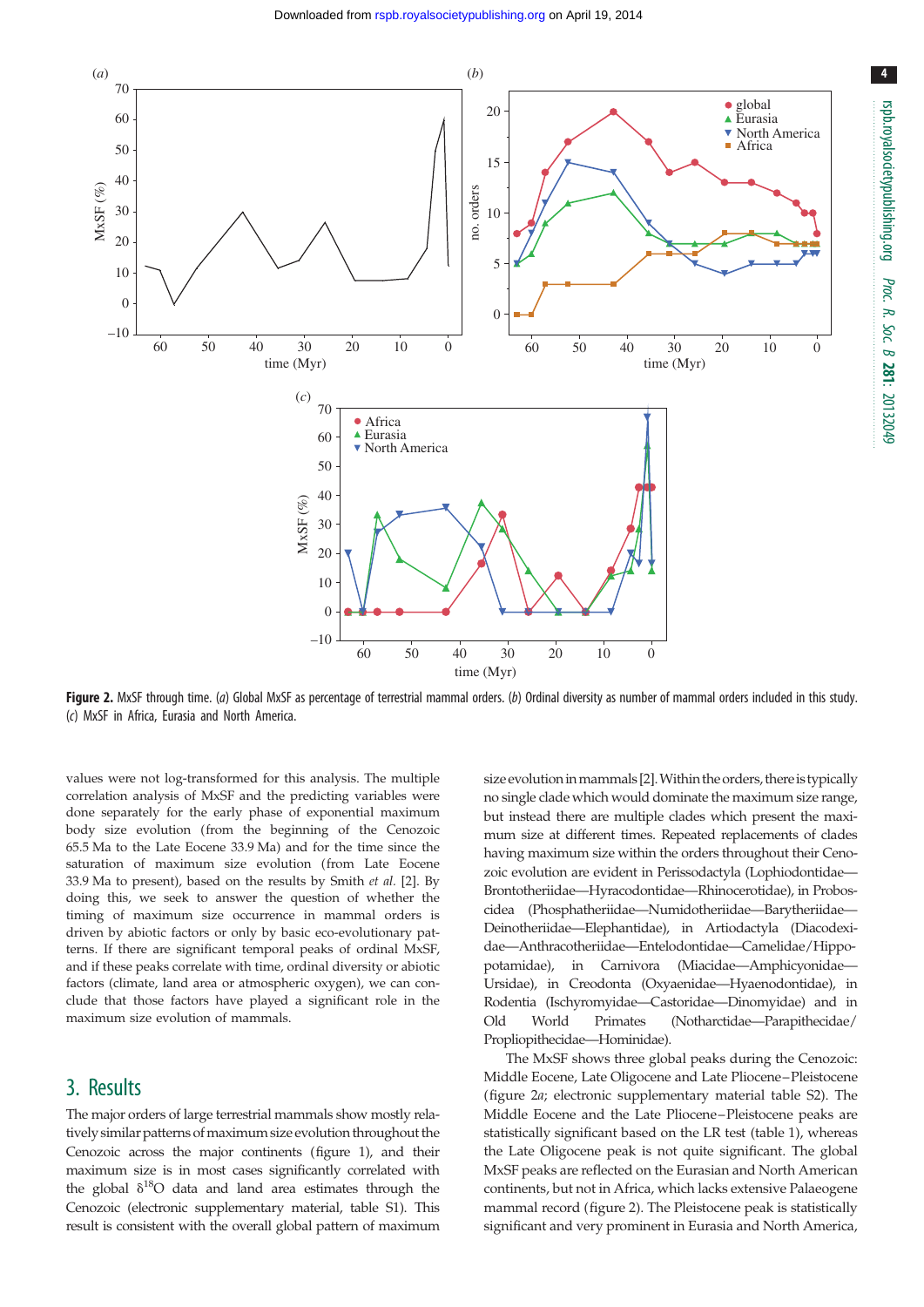**Figure 2.** MxSF through time. (*a*) Global MxSF as percentage of terrestrial mammal orders. (*b*) Ordinal diversity as number of mammal orders included in this study. (*c*) MxSF in Africa, Eurasia and North America.

values were not log-transformed for this analysis. The multiple correlation analysis of MxSF and the predicting variables were done separately for the early phase of exponential maximum body size evolution (from the beginning of the Cenozoic 65.5 Ma to the Late Eocene 33.9 Ma) and for the time since the saturation of maximum size evolution (from Late Eocene 33.9 Ma to present), based on the results by Smith *et al*. [2]. By doing this, we seek to answer the question of whether the timing of maximum size occurrence in mammal orders is driven by abiotic factors or only by basic eco-evolutionary patterns. If there are significant temporal peaks of ordinal MxSF, and if these peaks correlate with time, ordinal diversity or abiotic factors (climate, land area or atmospheric oxygen), we can conclude that those factors have played a significant role in the maximum size evolution of mammals.

## 3. Results

The major orders of large terrestrial mammals show mostly relatively similar patterns of maximum size evolution throughout the Cenozoic across the major continents (figure 1), and their maximum size is in most cases significantly correlated with the global $\delta^{18}O$ data and land area estimates through the Cenozoic (electronic supplementary material, table S1). This result is consistent with the overall global pattern of maximum size evolution in mammals [2]. Within the orders, there is typically no single clade which would dominate the maximum size range, but instead there are multiple clades which present the maximum size at different times. Repeated replacements of clades having maximum size within the orders throughout their Cenozoic evolution are evident in Perissodactyla (Lophiodontidae—Brontotheriidae—Hyracodontidae—Rhinocerotidae), in Proboscidea (Phosphatheriidae—Numidotheriidae—Barytheriidae—Deinotheriidae—Elephantidae), in Artiodactyla (Diacodexidae—Anthracotheriidae—Entelodontidae—Camelidae/Hippopotamidae), in Carnivora (Miacidae—Amphicyonidae—Ursidae), in Creodonta (Oxyaenidae—Hyaenodontidae), in Rodentia (Ischyromyidae—Castoridae—Dinomyidae) and in Old World Primates (Notharctidae—Parapithecidae/Propliopithecidae—Hominidae).

The MxSF shows three global peaks during the Cenozoic: Middle Eocene, Late Oligocene and Late Pliocene–Pleistocene (figure 2*a*; electronic supplementary material table S2). The Middle Eocene and the Late Pliocene–Pleistocene peaks are statistically significant based on the LR test (table 1), whereas the Late Oligocene peak is not quite significant. The global MxSF peaks are reflected on the Eurasian and North American continents, but not in Africa, which lacks extensive Palaeogene mammal record (figure 2). The Pleistocene peak is statistically significant and very prominent in Eurasia and North America,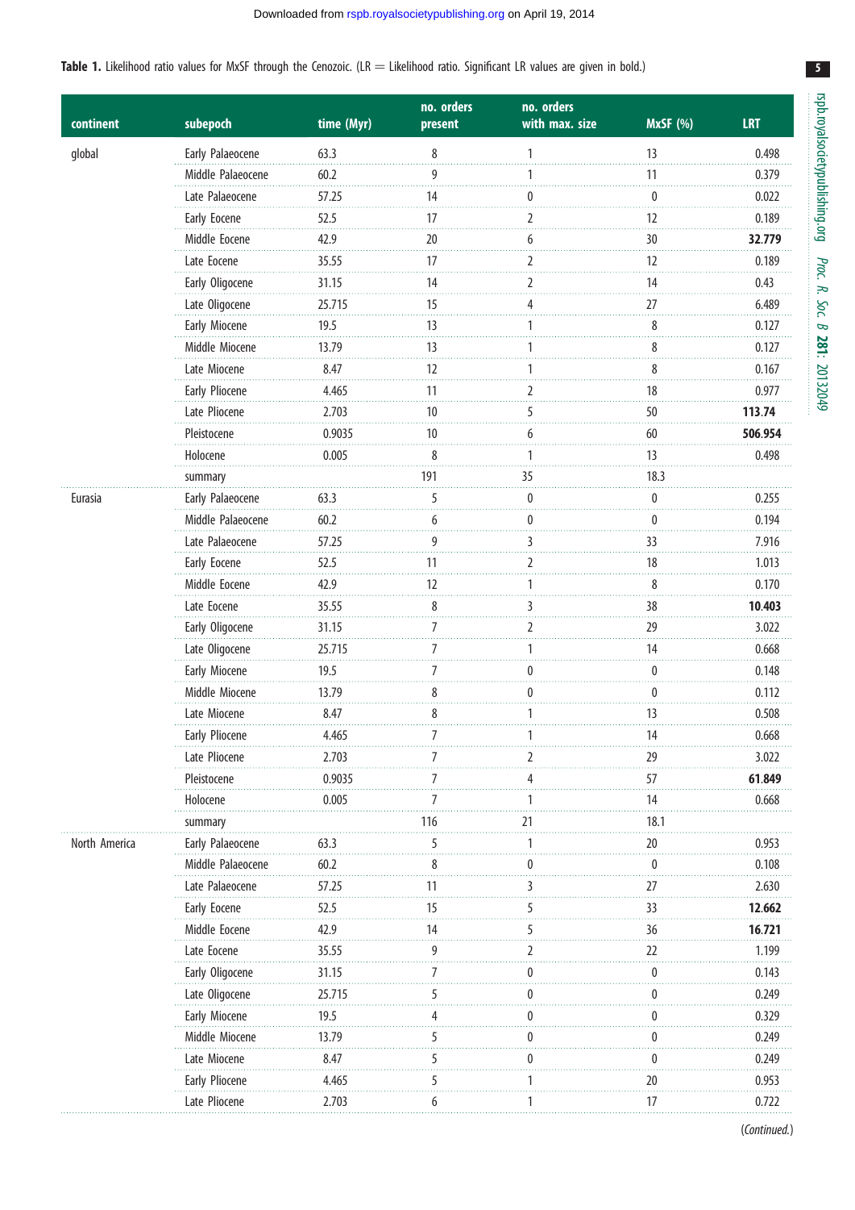**Table 1.** Likelihood ratio values for MxSF through the Cenozoic. (LR = Likelihood ratio. Significant LR values are given in bold.)

| continent | subepoch | time (Myr) | no. orders present | no. orders with max. size | MxSF (%) | LRT |
|---|---|---|---|---|---|---|
| global | Early Palaeocene | 63.3 | 8 | 1 | 13 | 0.498 |
| | Middle Palaeocene | 60.2 | 9 | 1 | 11 | 0.379 |
| | Late Palaeocene | 57.25 | 14 | 0 | 0 | 0.022 |
| | Early Eocene | 52.5 | 17 | 2 | 12 | 0.189 |
| | Middle Eocene | 42.9 | 20 | 6 | 30 | **32.779** |
| | Late Eocene | 35.55 | 17 | 2 | 12 | 0.189 |
| | Early Oligocene | 31.15 | 14 | 2 | 14 | 0.43 |
| | Late Oligocene | 25.715 | 15 | 4 | 27 | 6.489 |
| | Early Miocene | 19.5 | 13 | 1 | 8 | 0.127 |
| | Middle Miocene | 13.79 | 13 | 1 | 8 | 0.127 |
| | Late Miocene | 8.47 | 12 | 1 | 8 | 0.167 |
| | Early Pliocene | 4.465 | 11 | 2 | 18 | 0.977 |
| | Late Pliocene | 2.703 | 10 | 5 | 50 | **113.74** |
| | Pleistocene | 0.9035 | 10 | 6 | 60 | **506.954** |
| | Holocene | 0.005 | 8 | 1 | 13 | 0.498 |
| | summary | | 191 | 35 | 18.3 | |
| Eurasia | Early Palaeocene | 63.3 | 5 | 0 | 0 | 0.255 |
| | Middle Palaeocene | 60.2 | 6 | 0 | 0 | 0.194 |
| | Late Palaeocene | 57.25 | 9 | 3 | 33 | 7.916 |
| | Early Eocene | 52.5 | 11 | 2 | 18 | 1.013 |
| | Middle Eocene | 42.9 | 12 | 1 | 8 | 0.170 |
| | Late Eocene | 35.55 | 8 | 3 | 38 | **10.403** |
| | Early Oligocene | 31.15 | 7 | 2 | 29 | 3.022 |
| | Late Oligocene | 25.715 | 7 | 1 | 14 | 0.668 |
| | Early Miocene | 19.5 | 7 | 0 | 0 | 0.148 |
| | Middle Miocene | 13.79 | 8 | 0 | 0 | 0.112 |
| | Late Miocene | 8.47 | 8 | 1 | 13 | 0.508 |
| | Early Pliocene | 4.465 | 7 | 1 | 14 | 0.668 |
| | Late Pliocene | 2.703 | 7 | 2 | 29 | 3.022 |
| | Pleistocene | 0.9035 | 7 | 4 | 57 | **61.849** |
| | Holocene | 0.005 | 7 | 1 | 14 | 0.668 |
| | summary | | 116 | 21 | 18.1 | |
| North America | Early Palaeocene | 63.3 | 5 | 1 | 20 | 0.953 |
| | Middle Palaeocene | 60.2 | 8 | 0 | 0 | 0.108 |
| | Late Palaeocene | 57.25 | 11 | 3 | 27 | 2.630 |
| | Early Eocene | 52.5 | 15 | 5 | 33 | **12.662** |
| | Middle Eocene | 42.9 | 14 | 5 | 36 | **16.721** |
| | Late Eocene | 35.55 | 9 | 2 | 22 | 1.199 |
| | Early Oligocene | 31.15 | 7 | 0 | 0 | 0.143 |
| | Late Oligocene | 25.715 | 5 | 0 | 0 | 0.249 |
| | Early Miocene | 19.5 | 4 | 0 | 0 | 0.329 |
| | Middle Miocene | 13.79 | 5 | 0 | 0 | 0.249 |
| | Late Miocene | 8.47 | 5 | 0 | 0 | 0.249 |
| | Early Pliocene | 4.465 | 5 | 1 | 20 | 0.953 |
| | Late Pliocene | 2.703 | 6 | 1 | 17 | 0.722 |

(*Continued*.)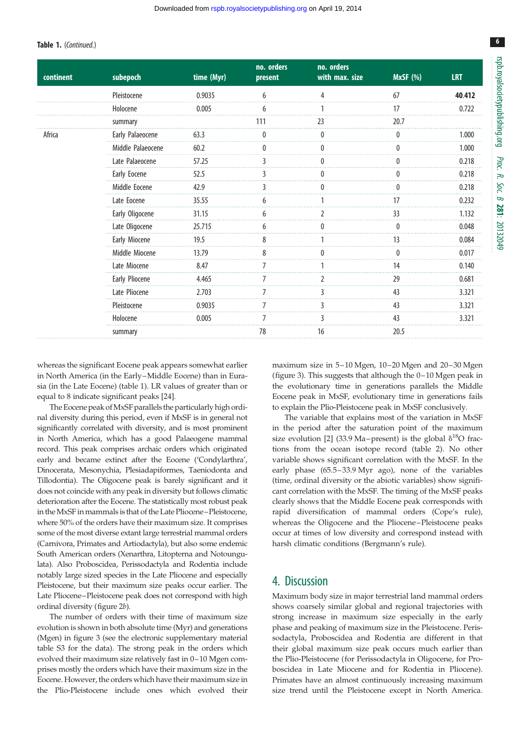**Table 1.** (*Continued*.)

| continent | subepoch | time (Myr) | no. orders present | no. orders with max. size | MxSF (%) | LRT |
|---|---|---|---|---|---|---|
| | Pleistocene | 0.9035 | 6 | 4 | 67 | **40.412** |
| | Holocene | 0.005 | 6 | 1 | 17 | 0.722 |
| | summary | | 111 | 23 | 20.7 | |
| Africa | Early Palaeocene | 63.3 | 0 | 0 | 0 | 1.000 |
| | Middle Palaeocene | 60.2 | 0 | 0 | 0 | 1.000 |
| | Late Palaeocene | 57.25 | 3 | 0 | 0 | 0.218 |
| | Early Eocene | 52.5 | 3 | 0 | 0 | 0.218 |
| | Middle Eocene | 42.9 | 3 | 0 | 0 | 0.218 |
| | Late Eocene | 35.55 | 6 | 1 | 17 | 0.232 |
| | Early Oligocene | 31.15 | 6 | 2 | 33 | 1.132 |
| | Late Oligocene | 25.715 | 6 | 0 | 0 | 0.048 |
| | Early Miocene | 19.5 | 8 | 1 | 13 | 0.084 |
| | Middle Miocene | 13.79 | 8 | 0 | 0 | 0.017 |
| | Late Miocene | 8.47 | 7 | 1 | 14 | 0.140 |
| | Early Pliocene | 4.465 | 7 | 2 | 29 | 0.681 |
| | Late Pliocene | 2.703 | 7 | 3 | 43 | 3.321 |
| | Pleistocene | 0.9035 | 7 | 3 | 43 | 3.321 |
| | Holocene | 0.005 | 7 | 3 | 43 | 3.321 |
| | summary | | 78 | 16 | 20.5 | |

whereas the significant Eocene peak appears somewhat earlier in North America (in the Early–Middle Eocene) than in Eurasia (in the Late Eocene) (table 1). LR values of greater than or equal to 8 indicate significant peaks [24].

The Eocene peak of MxSF parallels the particularly high ordinal diversity during this period, even if MxSF is in general not significantly correlated with diversity, and is most prominent in North America, which has a good Palaeogene mammal record. This peak comprises archaic orders which originated early and became extinct after the Eocene ('Condylarthra', Dinocerata, Mesonychia, Plesiadapiformes, Taeniodonta and Tillodontia). The Oligocene peak is barely significant and it does not coincide with any peak in diversity but follows climatic deterioration after the Eocene. The statistically most robust peak in the MxSF in mammals is that of the Late Pliocene–Pleistocene, where 50% of the orders have their maximum size. It comprises some of the most diverse extant large terrestrial mammal orders (Carnivora, Primates and Artiodactyla), but also some endemic South American orders (Xenarthra, Litopterna and Notoungulata). Also Proboscidea, Perissodactyla and Rodentia include notably large sized species in the Late Pliocene and especially Pleistocene, but their maximum size peaks occur earlier. The Late Pliocene–Pleistocene peak does not correspond with high ordinal diversity (figure 2*b*).

The number of orders with their time of maximum size evolution is shown in both absolute time (Myr) and generations (Mgen) in figure 3 (see the electronic supplementary material table S3 for the data). The strong peak in the orders which evolved their maximum size relatively fast in 0–10 Mgen comprises mostly the orders which have their maximum size in the Eocene. However, the orders which have their maximum size in the Plio-Pleistocene include ones which evolved their maximum size in 5–10 Mgen, 10–20 Mgen and 20–30 Mgen (figure 3). This suggests that although the 0–10 Mgen peak in the evolutionary time in generations parallels the Middle Eocene peak in MxSF, evolutionary time in generations fails to explain the Plio-Pleistocene peak in MxSF conclusively.

The variable that explains most of the variation in MxSF in the period after the saturation point of the maximum size evolution [2] (33.9 Ma–present) is the global $\delta^{18}O$ fractions from the ocean isotope record (table 2). No other variable shows significant correlation with the MxSF. In the early phase (65.5–33.9 Myr ago), none of the variables (time, ordinal diversity or the abiotic variables) show significant correlation with the MxSF. The timing of the MxSF peaks clearly shows that the Middle Eocene peak corresponds with rapid diversification of mammal orders (Cope's rule), whereas the Oligocene and the Pliocene–Pleistocene peaks occur at times of low diversity and correspond instead with harsh climatic conditions (Bergmann's rule).

## 4. Discussion

Maximum body size in major terrestrial land mammal orders shows coarsely similar global and regional trajectories with strong increase in maximum size especially in the early phase and peaking of maximum size in the Pleistocene. Perissodactyla, Proboscidea and Rodentia are different in that their global maximum size peak occurs much earlier than the Plio-Pleistocene (for Perissodactyla in Oligocene, for Proboscidea in Late Miocene and for Rodentia in Pliocene). Primates have an almost continuously increasing maximum size trend until the Pleistocene except in North America.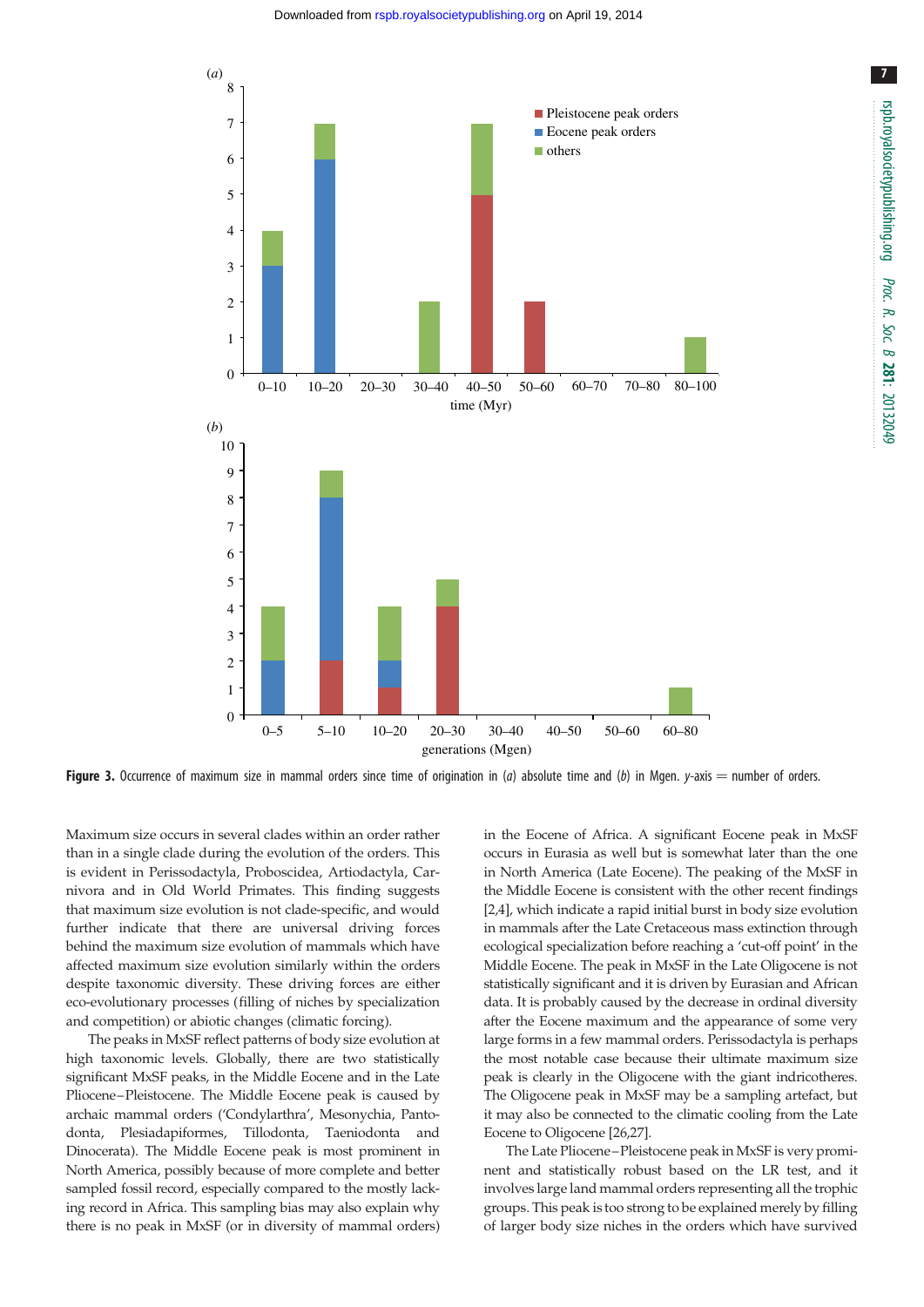(a)

8
7
6
5
4
3
2
1
0

Pleistocene peak orders
Eocene peak orders
others

0–10 10–20 20–30 30–40 40–50 50–60 60–70 70–80 80–100

time (Myr)

(b)

10
9
8
7
6
5
4
3
2
1
0

0–5 5–10 10–20 20–30 30–40 40–50 50–60 60–80

generations (Mgen)

**Figure 3.** Occurrence of maximum size in mammal orders since time of origination in (*a*) absolute time and (*b*) in Mgen. *y*-axis = number of orders.

Maximum size occurs in several clades within an order rather than in a single clade during the evolution of the orders. This is evident in Perissodactyla, Proboscidea, Artiodactyla, Carnivora and in Old World Primates. This finding suggests that maximum size evolution is not clade-specific, and would further indicate that there are universal driving forces behind the maximum size evolution of mammals which have affected maximum size evolution similarly within the orders despite taxonomic diversity. These driving forces are either eco-evolutionary processes (filling of niches by specialization and competition) or abiotic changes (climatic forcing).

The peaks in MxSF reflect patterns of body size evolution at high taxonomic levels. Globally, there are two statistically significant MxSF peaks, in the Middle Eocene and in the Late Pliocene–Pleistocene. The Middle Eocene peak is caused by archaic mammal orders ('Condylarthra', Mesonychia, Pantodonta, Plesiadapiformes, Tillodonta, Taeniodonta and Dinocerata). The Middle Eocene peak is most prominent in North America, possibly because of more complete and better sampled fossil record, especially compared to the mostly lacking record in Africa. This sampling bias may also explain why there is no peak in MxSF (or in diversity of mammal orders) in the Eocene of Africa. A significant Eocene peak in MxSF occurs in Eurasia as well but is somewhat later than the one in North America (Late Eocene). The peaking of the MxSF in the Middle Eocene is consistent with the other recent findings [2,4], which indicate a rapid initial burst in body size evolution in mammals after the Late Cretaceous mass extinction through ecological specialization before reaching a 'cut-off point' in the Middle Eocene. The peak in MxSF in the Late Oligocene is not statistically significant and it is driven by Eurasian and African data. It is probably caused by the decrease in ordinal diversity after the Eocene maximum and the appearance of some very large forms in a few mammal orders. Perissodactyla is perhaps the most notable case because their ultimate maximum size peak is clearly in the Oligocene with the giant indricotheres. The Oligocene peak in MxSF may be a sampling artefact, but it may also be connected to the climatic cooling from the Late Eocene to Oligocene [26,27].

The Late Pliocene–Pleistocene peak in MxSF is very prominent and statistically robust based on the LR test, and it involves large land mammal orders representing all the trophic groups. This peak is too strong to be explained merely by filling of larger body size niches in the orders which have survived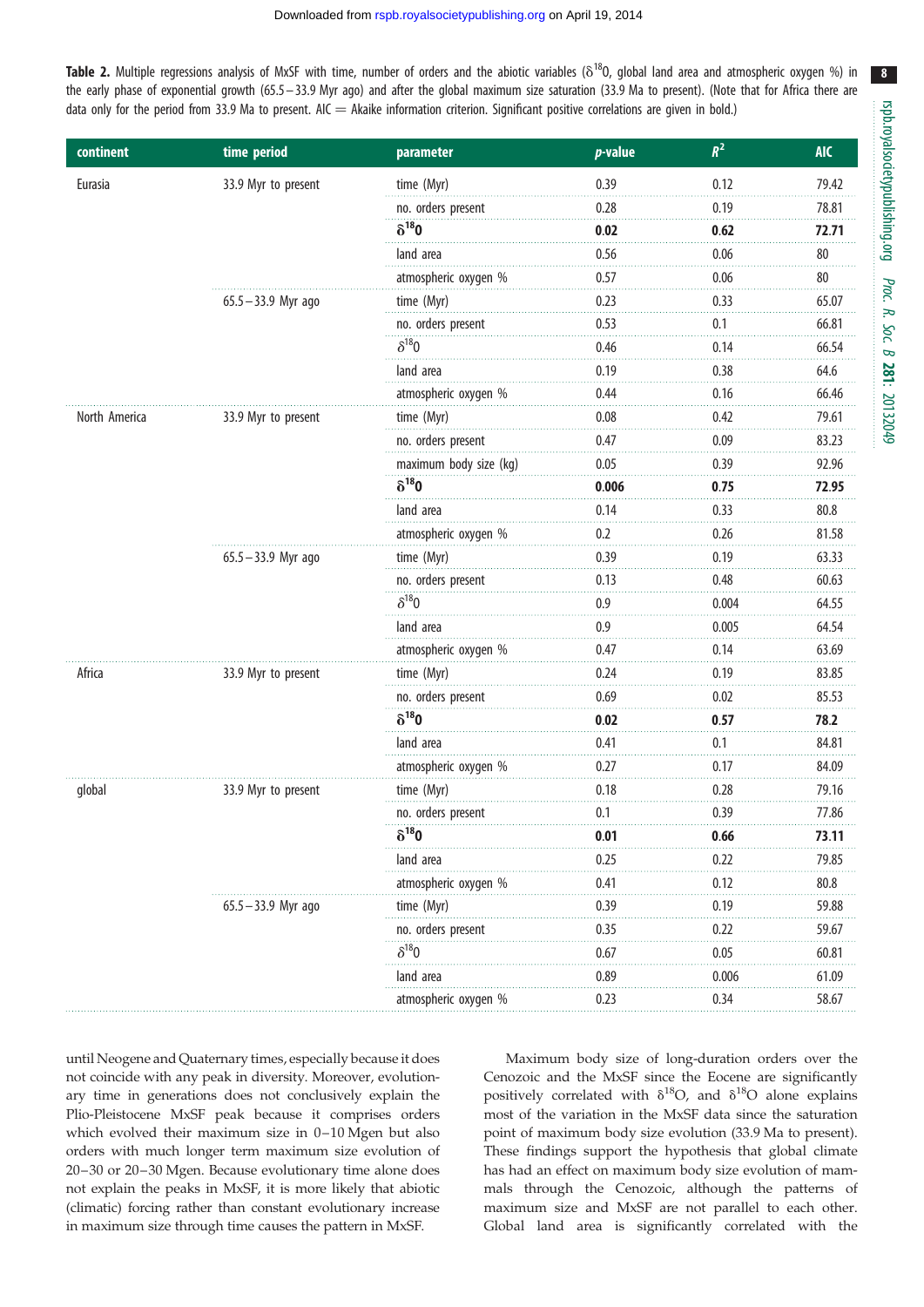**Table 2.** Multiple regressions analysis of MxSF with time, number of orders and the abiotic variables ($\delta^{18}O$, global land area and atmospheric oxygen %) in the early phase of exponential growth (65.5–33.9 Myr ago) and after the global maximum size saturation (33.9 Ma to present). (Note that for Africa there are data only for the period from 33.9 Ma to present. AIC = Akaike information criterion. Significant positive correlations are given in bold.)

| continent | time period | parameter | *p*-value | $R^2$ | AIC |
|---|---|---|---|---|---|
| Eurasia | 33.9 Myr to present | time (Myr) | 0.39 | 0.12 | 79.42 |
| | | no. orders present | 0.28 | 0.19 | 78.81 |
| | | **$\delta^{18}O$** | **0.02** | **0.62** | **72.71** |
| | | land area | 0.56 | 0.06 | 80 |
| | | atmospheric oxygen % | 0.57 | 0.06 | 80 |
| | 65.5–33.9 Myr ago | time (Myr) | 0.23 | 0.33 | 65.07 |
| | | no. orders present | 0.53 | 0.1 | 66.81 |
| | | $\delta^{18}O$ | 0.46 | 0.14 | 66.54 |
| | | land area | 0.19 | 0.38 | 64.6 |
| | | atmospheric oxygen % | 0.44 | 0.16 | 66.46 |
| North America | 33.9 Myr to present | time (Myr) | 0.08 | 0.42 | 79.61 |
| | | no. orders present | 0.47 | 0.09 | 83.23 |
| | | maximum body size (kg) | 0.05 | 0.39 | 92.96 |
| | | **$\delta^{18}O$** | **0.006** | **0.75** | **72.95** |
| | | land area | 0.14 | 0.33 | 80.8 |
| | | atmospheric oxygen % | 0.2 | 0.26 | 81.58 |
| | 65.5–33.9 Myr ago | time (Myr) | 0.39 | 0.19 | 63.33 |
| | | no. orders present | 0.13 | 0.48 | 60.63 |
| | | $\delta^{18}O$ | 0.9 | 0.004 | 64.55 |
| | | land area | 0.9 | 0.005 | 64.54 |
| | | atmospheric oxygen % | 0.47 | 0.14 | 63.69 |
| Africa | 33.9 Myr to present | time (Myr) | 0.24 | 0.19 | 83.85 |
| | | no. orders present | 0.69 | 0.02 | 85.53 |
| | | **$\delta^{18}O$** | **0.02** | **0.57** | **78.2** |
| | | land area | 0.41 | 0.1 | 84.81 |
| | | atmospheric oxygen % | 0.27 | 0.17 | 84.09 |
| global | 33.9 Myr to present | time (Myr) | 0.18 | 0.28 | 79.16 |
| | | no. orders present | 0.1 | 0.39 | 77.86 |
| | | **$\delta^{18}O$** | **0.01** | **0.66** | **73.11** |
| | | land area | 0.25 | 0.22 | 79.85 |
| | | atmospheric oxygen % | 0.41 | 0.12 | 80.8 |
| | 65.5–33.9 Myr ago | time (Myr) | 0.39 | 0.19 | 59.88 |
| | | no. orders present | 0.35 | 0.22 | 59.67 |
| | | $\delta^{18}O$ | 0.67 | 0.05 | 60.81 |
| | | land area | 0.89 | 0.006 | 61.09 |
| | | atmospheric oxygen % | 0.23 | 0.34 | 58.67 |

until Neogene and Quaternary times, especially because it does not coincide with any peak in diversity. Moreover, evolutionary time in generations does not conclusively explain the Plio-Pleistocene MxSF peak because it comprises orders which evolved their maximum size in 0–10 Mgen but also orders with much longer term maximum size evolution of 20–30 or 20–30 Mgen. Because evolutionary time alone does not explain the peaks in MxSF, it is more likely that abiotic (climatic) forcing rather than constant evolutionary increase in maximum size through time causes the pattern in MxSF.

Maximum body size of long-duration orders over the Cenozoic and the MxSF since the Eocene are significantly positively correlated with $\delta^{18}O$, and $\delta^{18}O$ alone explains most of the variation in the MxSF data since the saturation point of maximum body size evolution (33.9 Ma to present). These findings support the hypothesis that global climate has had an effect on maximum body size evolution of mammals through the Cenozoic, although the patterns of maximum size and MxSF are not parallel to each other. Global land area is significantly correlated with the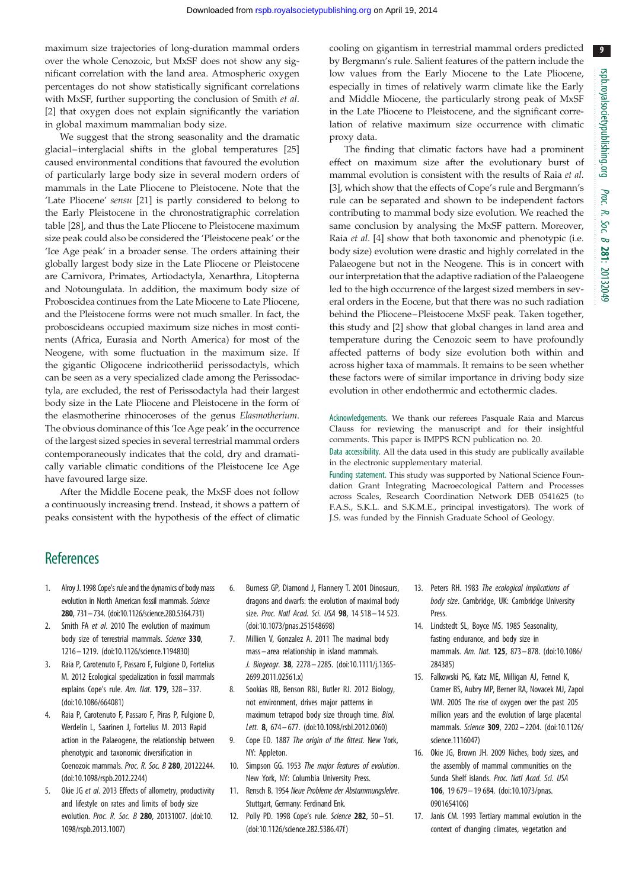maximum size trajectories of long-duration mammal orders over the whole Cenozoic, but MxSF does not show any significant correlation with the land area. Atmospheric oxygen percentages do not show statistically significant correlations with MxSF, further supporting the conclusion of Smith *et al.* [2] that oxygen does not explain significantly the variation in global maximum mammalian body size.

We suggest that the strong seasonality and the dramatic glacial–interglacial shifts in the global temperatures [25] caused environmental conditions that favoured the evolution of particularly large body size in several modern orders of mammals in the Late Pliocene to Pleistocene. Note that the 'Late Pliocene' *sensu* [21] is partly considered to belong to the Early Pleistocene in the chronostratigraphic correlation table [28], and thus the Late Pliocene to Pleistocene maximum size peak could also be considered the 'Pleistocene peak' or the 'Ice Age peak' in a broader sense. The orders attaining their globally largest body size in the Late Pliocene or Pleistocene are Carnivora, Primates, Artiodactyla, Xenarthra, Litopterna and Notoungulata. In addition, the maximum body size of Proboscidea continues from the Late Miocene to Late Pliocene, and the Pleistocene forms were not much smaller. In fact, the proboscideans occupied maximum size niches in most continents (Africa, Eurasia and North America) for most of the Neogene, with some fluctuation in the maximum size. If the gigantic Oligocene indricotheriid perissodactyls, which can be seen as a very specialized clade among the Perissodactyla, are excluded, the rest of Perissodactyla had their largest body size in the Late Pliocene and Pleistocene in the form of the elasmotherine rhinoceroses of the genus *Elasmotherium*. The obvious dominance of this 'Ice Age peak' in the occurrence of the largest sized species in several terrestrial mammal orders contemporaneously indicates that the cold, dry and dramatically variable climatic conditions of the Pleistocene Ice Age have favoured large size.

After the Middle Eocene peak, the MxSF does not follow a continuously increasing trend. Instead, it shows a pattern of peaks consistent with the hypothesis of the effect of climatic cooling on gigantism in terrestrial mammal orders predicted by Bergmann's rule. Salient features of the pattern include the low values from the Early Miocene to the Late Pliocene, especially in times of relatively warm climate like the Early and Middle Miocene, the particularly strong peak of MxSF in the Late Pliocene to Pleistocene, and the significant correlation of relative maximum size occurrence with climatic proxy data.

The finding that climatic factors have had a prominent effect on maximum size after the evolutionary burst of mammal evolution is consistent with the results of Raia *et al.* [3], which show that the effects of Cope's rule and Bergmann's rule can be separated and shown to be independent factors contributing to mammal body size evolution. We reached the same conclusion by analysing the MxSF pattern. Moreover, Raia *et al.* [4] show that both taxonomic and phenotypic (i.e. body size) evolution were drastic and highly correlated in the Palaeogene but not in the Neogene. This is in concert with our interpretation that the adaptive radiation of the Palaeogene led to the high occurrence of the largest sized members in several orders in the Eocene, but that there was no such radiation behind the Pliocene–Pleistocene MxSF peak. Taken together, this study and [2] show that global changes in land area and temperature during the Cenozoic seem to have profoundly affected patterns of body size evolution both within and across higher taxa of mammals. It remains to be seen whether these factors were of similar importance in driving body size evolution in other endothermic and ectothermic clades.

Acknowledgements. We thank our referees Pasquale Raia and Marcus Clauss for reviewing the manuscript and for their insightful comments. This paper is IMPPS RCN publication no. 20.

Data accessibility. All the data used in this study are publically available in the electronic supplementary material.

Funding statement. This study was supported by National Science Foundation Grant Integrating Macroecological Pattern and Processes across Scales, Research Coordination Network DEB 0541625 (to F.A.S., S.K.L. and S.K.M.E., principal investigators). The work of J.S. was funded by the Finnish Graduate School of Geology.

## References

1. Alroy J. 1998 Cope's rule and the dynamics of body mass evolution in North American fossil mammals. *Science* **280**, 731–734. (doi:10.1126/science.280.5364.731)
2. Smith FA *et al.* 2010 The evolution of maximum body size of terrestrial mammals. *Science* **330**, 1216–1219. (doi:10.1126/science.1194830)
3. Raia P, Carotenuto F, Passaro F, Fulgione D, Fortelius M. 2012 Ecological specialization in fossil mammals explains Cope's rule. *Am. Nat.* **179**, 328–337. (doi:10.1086/664081)
4. Raia P, Carotenuto F, Passaro F, Piras P, Fulgione D, Werdelin L, Saarinen J, Fortelius M. 2013 Rapid action in the Palaeogene, the relationship between phenotypic and taxonomic diversification in Coenozoic mammals. *Proc. R. Soc. B* **280**, 20122244. (doi:10.1098/rspb.2012.2244)
5. Okie JG *et al.* 2013 Effects of allometry, productivity and lifestyle on rates and limits of body size evolution. *Proc. R. Soc. B* **280**, 20131007. (doi:10.1098/rspb.2013.1007)
6. Burness GP, Diamond J, Flannery T. 2001 Dinosaurs, dragons and dwarfs: the evolution of maximal body size. *Proc. Natl Acad. Sci. USA* **98**, 14 518–14 523. (doi:10.1073/pnas.251548698)
7. Millien V, Gonzalez A. 2011 The maximal body mass–area relationship in island mammals. *J. Biogeogr.* **38**, 2278–2285. (doi:10.1111/j.1365-2699.2011.02561.x)
8. Sookias RB, Benson RBJ, Butler RJ. 2012 Biology, not environment, drives major patterns in maximum tetrapod body size through time. *Biol. Lett.* **8**, 674–677. (doi:10.1098/rsbl.2012.0060)
9. Cope ED. 1887 *The origin of the fittest*. New York, NY: Appleton.
10. Simpson GG. 1953 *The major features of evolution*. New York, NY: Columbia University Press.
11. Rensch B. 1954 *Neue Probleme der Abstammungslehre*. Stuttgart, Germany: Ferdinand Enk.
12. Polly PD. 1998 Cope's rule. *Science* **282**, 50–51. (doi:10.1126/science.282.5386.47f)
13. Peters RH. 1983 *The ecological implications of body size*. Cambridge, UK: Cambridge University Press.
14. Lindstedt SL, Boyce MS. 1985 Seasonality, fasting endurance, and body size in mammals. *Am. Nat.* **125**, 873–878. (doi:10.1086/284385)
15. Falkowski PG, Katz ME, Milligan AJ, Fennel K, Cramer BS, Aubry MP, Berner RA, Novacek MJ, Zapol WM. 2005 The rise of oxygen over the past 205 million years and the evolution of large placental mammals. *Science* **309**, 2202–2204. (doi:10.1126/science.1116047)
16. Okie JG, Brown JH. 2009 Niches, body sizes, and the assembly of mammal communities on the Sunda Shelf islands. *Proc. Natl Acad. Sci. USA* **106**, 19 679–19 684. (doi:10.1073/pnas.0901654106)
17. Janis CM. 1993 Tertiary mammal evolution in the context of changing climates, vegetation and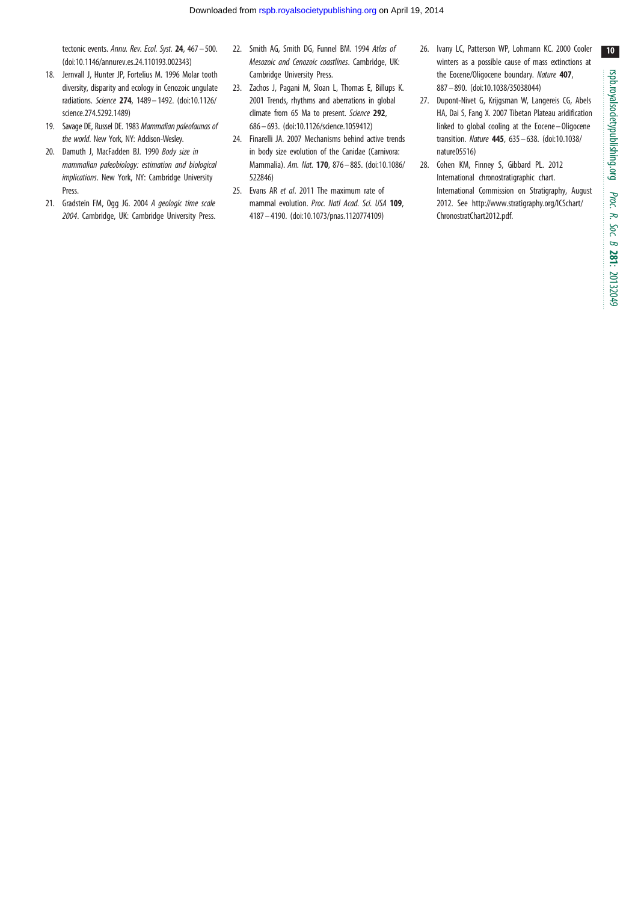tectonic events. *Annu. Rev. Ecol. Syst.* **24**, 467–500. (doi:10.1146/annurev.es.24.110193.002343)

18. Jernvall J, Hunter JP, Fortelius M. 1996 Molar tooth diversity, disparity and ecology in Cenozoic ungulate radiations. *Science* **274**, 1489–1492. (doi:10.1126/science.274.5292.1489)
19. Savage DE, Russel DE. 1983 *Mammalian paleofaunas of the world*. New York, NY: Addison-Wesley.
20. Damuth J, MacFadden BJ. 1990 *Body size in mammalian paleobiology: estimation and biological implications*. New York, NY: Cambridge University Press.
21. Gradstein FM, Ogg JG. 2004 *A geologic time scale 2004*. Cambridge, UK: Cambridge University Press.
22. Smith AG, Smith DG, Funnel BM. 1994 *Atlas of Mesozoic and Cenozoic coastlines*. Cambridge, UK: Cambridge University Press.
23. Zachos J, Pagani M, Sloan L, Thomas E, Billups K. 2001 Trends, rhythms and aberrations in global climate from 65 Ma to present. *Science* **292**, 686–693. (doi:10.1126/science.1059412)
24. Finarelli JA. 2007 Mechanisms behind active trends in body size evolution of the Canidae (Carnivora: Mammalia). *Am. Nat.* **170**, 876–885. (doi:10.1086/522846)
25. Evans AR *et al*. 2011 The maximum rate of mammal evolution. *Proc. Natl Acad. Sci. USA* **109**, 4187–4190. (doi:10.1073/pnas.1120774109)
26. Ivany LC, Patterson WP, Lohmann KC. 2000 Cooler winters as a possible cause of mass extinctions at the Eocene/Oligocene boundary. *Nature* **407**, 887–890. (doi:10.1038/35038044)
27. Dupont-Nivet G, Krijgsman W, Langereis CG, Abels HA, Dai S, Fang X. 2007 Tibetan Plateau aridification linked to global cooling at the Eocene–Oligocene transition. *Nature* **445**, 635–638. (doi:10.1038/nature05516)
28. Cohen KM, Finney S, Gibbard PL. 2012 International chronostratigraphic chart. International Commission on Stratigraphy, August 2012. See http://www.stratigraphy.org/ICSchart/ChronostratChart2012.pdf.